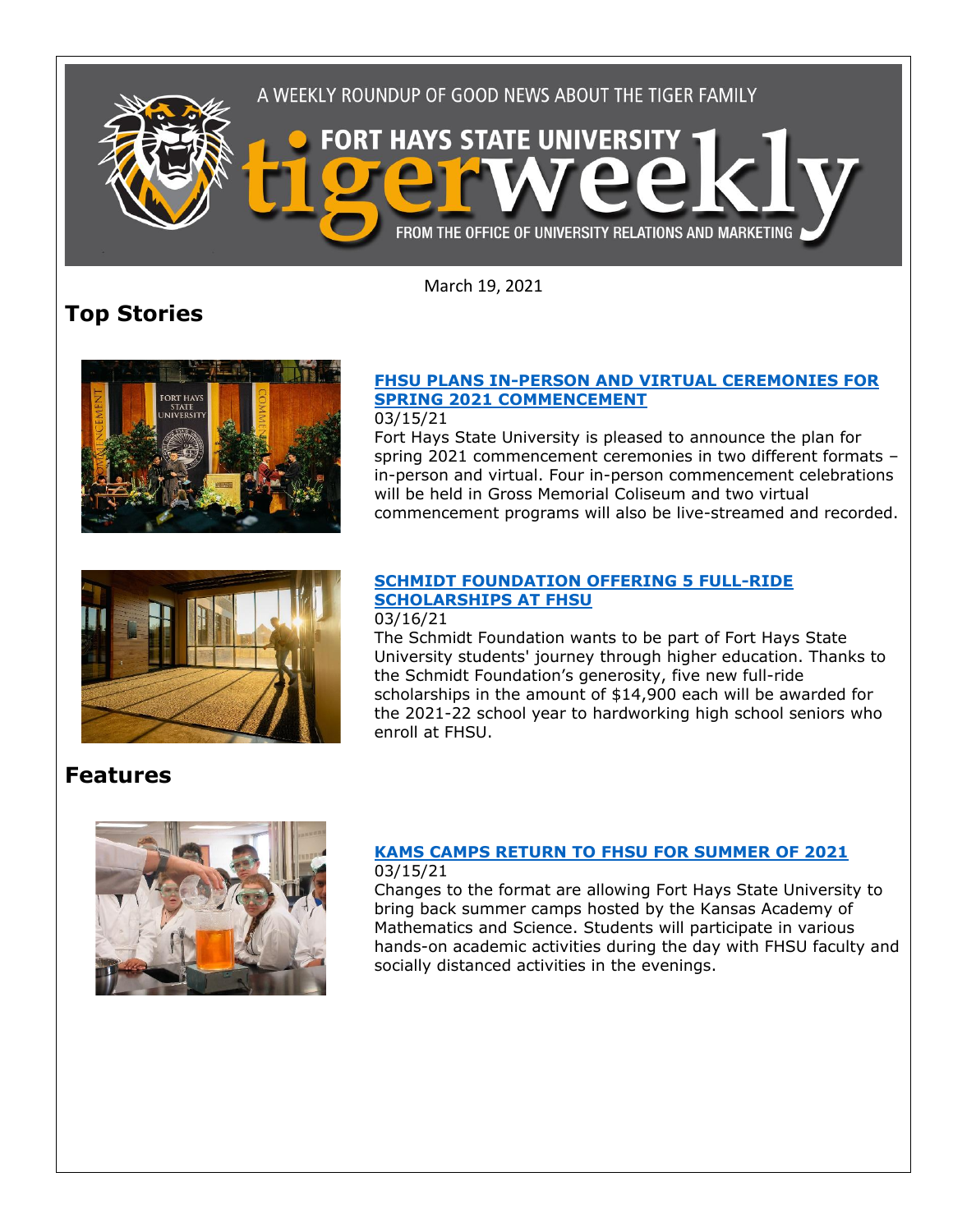A WEEKLY ROUNDUP OF GOOD NEWS ABOUT THE TIGER FAMILY

# FORT HAYS STATE UNIVERSITY tigerweekly

FROM THE OFFICE OF UNIVERSITY RELATIONS AND MARKETING

March 19, 2021

## Top Stories

### [FHSU PLANS IN-PERSON AND VIRTUAL CEREMONIES FOR SPRING 2021 COMMENCEMENT]()

03/15/21

Fort Hays State University is pleased to announce the plan for spring 2021 commencement ceremonies in two different formats – in-person and virtual. Four in-person commencement celebrations will be held in Gross Memorial Coliseum and two virtual commencement programs will also be live-streamed and recorded.

### [SCHMIDT FOUNDATION OFFERING 5 FULL-RIDE SCHOLARSHIPS AT FHSU]()

03/16/21

The Schmidt Foundation wants to be part of Fort Hays State University students' journey through higher education. Thanks to the Schmidt Foundation's generosity, five new full-ride scholarships in the amount of $14,900 each will be awarded for the 2021-22 school year to hardworking high school seniors who enroll at FHSU.

## Features

### [KAMS CAMPS RETURN TO FHSU FOR SUMMER OF 2021]()

03/15/21

Changes to the format are allowing Fort Hays State University to bring back summer camps hosted by the Kansas Academy of Mathematics and Science. Students will participate in various hands-on academic activities during the day with FHSU faculty and socially distanced activities in the evenings.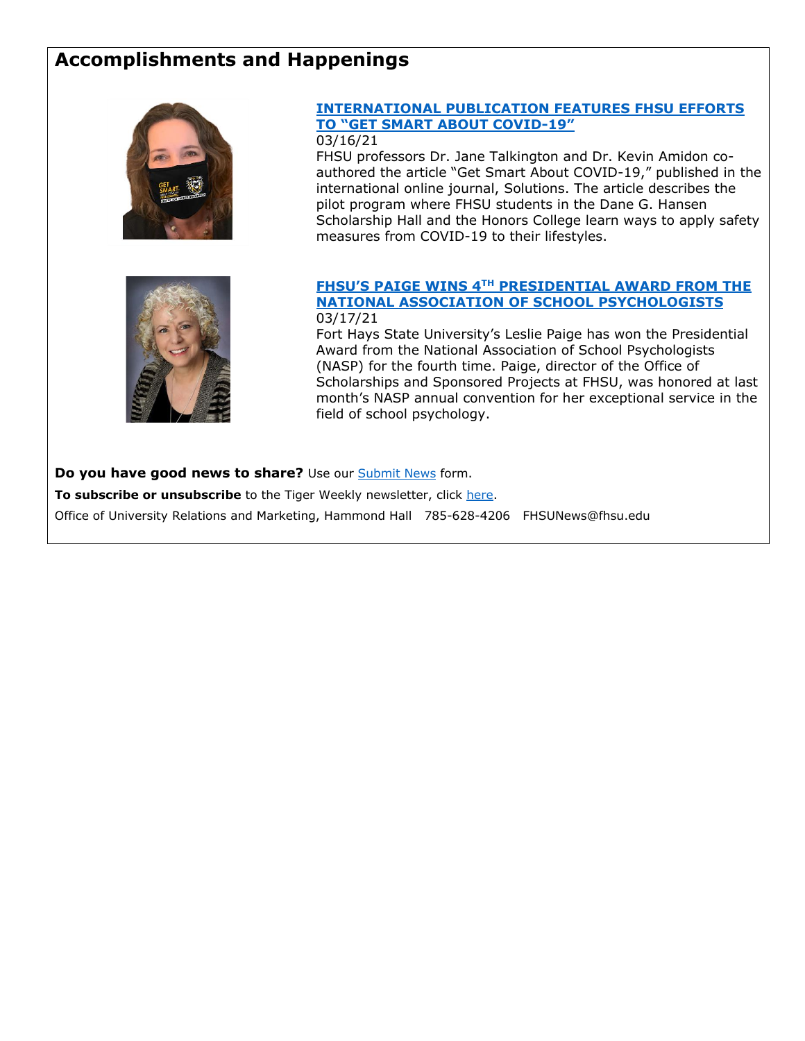# Accomplishments and Happenings

### INTERNATIONAL PUBLICATION FEATURES FHSU EFFORTS TO "GET SMART ABOUT COVID-19"

03/16/21

FHSU professors Dr. Jane Talkington and Dr. Kevin Amidon co-authored the article "Get Smart About COVID-19," published in the international online journal, Solutions. The article describes the pilot program where FHSU students in the Dane G. Hansen Scholarship Hall and the Honors College learn ways to apply safety measures from COVID-19 to their lifestyles.

### FHSU'S PAIGE WINS 4TH PRESIDENTIAL AWARD FROM THE NATIONAL ASSOCIATION OF SCHOOL PSYCHOLOGISTS

03/17/21

Fort Hays State University's Leslie Paige has won the Presidential Award from the National Association of School Psychologists (NASP) for the fourth time. Paige, director of the Office of Scholarships and Sponsored Projects at FHSU, was honored at last month's NASP annual convention for her exceptional service in the field of school psychology.

**Do you have good news to share?** Use our Submit News form.

**To subscribe or unsubscribe** to the Tiger Weekly newsletter, click here.

Office of University Relations and Marketing, Hammond Hall 785-628-4206 FHSUNews@fhsu.edu